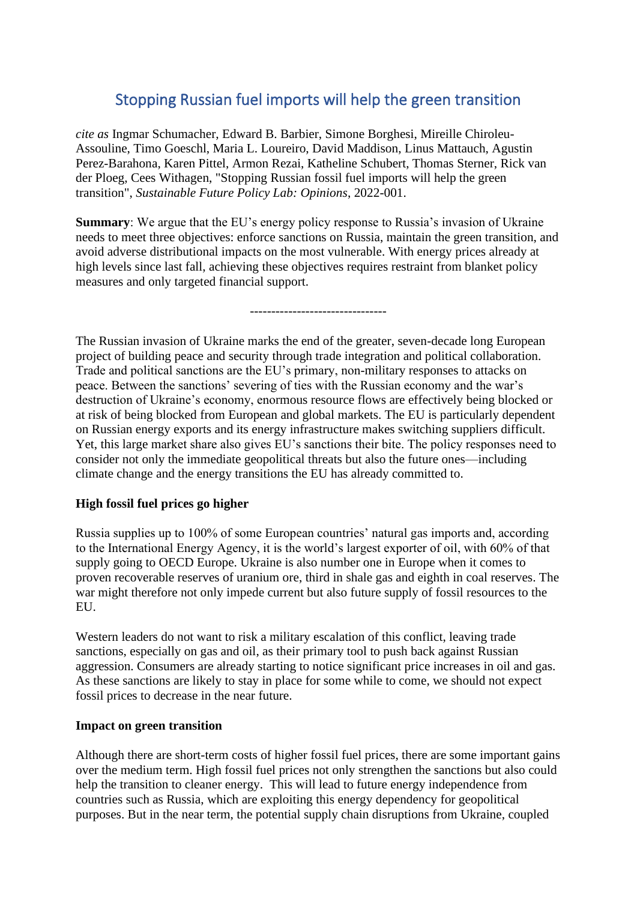# Stopping Russian fuel imports will help the green transition

*cite as* Ingmar Schumacher, Edward B. Barbier, Simone Borghesi, Mireille Chiroleu-Assouline, Timo Goeschl, Maria L. Loureiro, David Maddison, Linus Mattauch, Agustin Perez-Barahona, Karen Pittel, Armon Rezai, Katheline Schubert, Thomas Sterner, Rick van der Ploeg, Cees Withagen, "Stopping Russian fossil fuel imports will help the green transition", *Sustainable Future Policy Lab: Opinions*, 2022-001.

**Summary**: We argue that the EU's energy policy response to Russia's invasion of Ukraine needs to meet three objectives: enforce sanctions on Russia, maintain the green transition, and avoid adverse distributional impacts on the most vulnerable. With energy prices already at high levels since last fall, achieving these objectives requires restraint from blanket policy measures and only targeted financial support.

--------------------------------

The Russian invasion of Ukraine marks the end of the greater, seven-decade long European project of building peace and security through trade integration and political collaboration. Trade and political sanctions are the EU's primary, non-military responses to attacks on peace. Between the sanctions' severing of ties with the Russian economy and the war's destruction of Ukraine's economy, enormous resource flows are effectively being blocked or at risk of being blocked from European and global markets. The EU is particularly dependent on Russian energy exports and its energy infrastructure makes switching suppliers difficult. Yet, this large market share also gives EU's sanctions their bite. The policy responses need to consider not only the immediate geopolitical threats but also the future ones—including climate change and the energy transitions the EU has already committed to.

**High fossil fuel prices go higher**

Russia supplies up to 100% of some European countries' natural gas imports and, according to the International Energy Agency, it is the world's largest exporter of oil, with 60% of that supply going to OECD Europe. Ukraine is also number one in Europe when it comes to proven recoverable reserves of uranium ore, third in shale gas and eighth in coal reserves. The war might therefore not only impede current but also future supply of fossil resources to the EU.

Western leaders do not want to risk a military escalation of this conflict, leaving trade sanctions, especially on gas and oil, as their primary tool to push back against Russian aggression. Consumers are already starting to notice significant price increases in oil and gas. As these sanctions are likely to stay in place for some while to come, we should not expect fossil prices to decrease in the near future.

**Impact on green transition**

Although there are short-term costs of higher fossil fuel prices, there are some important gains over the medium term. High fossil fuel prices not only strengthen the sanctions but also could help the transition to cleaner energy. This will lead to future energy independence from countries such as Russia, which are exploiting this energy dependency for geopolitical purposes. But in the near term, the potential supply chain disruptions from Ukraine, coupled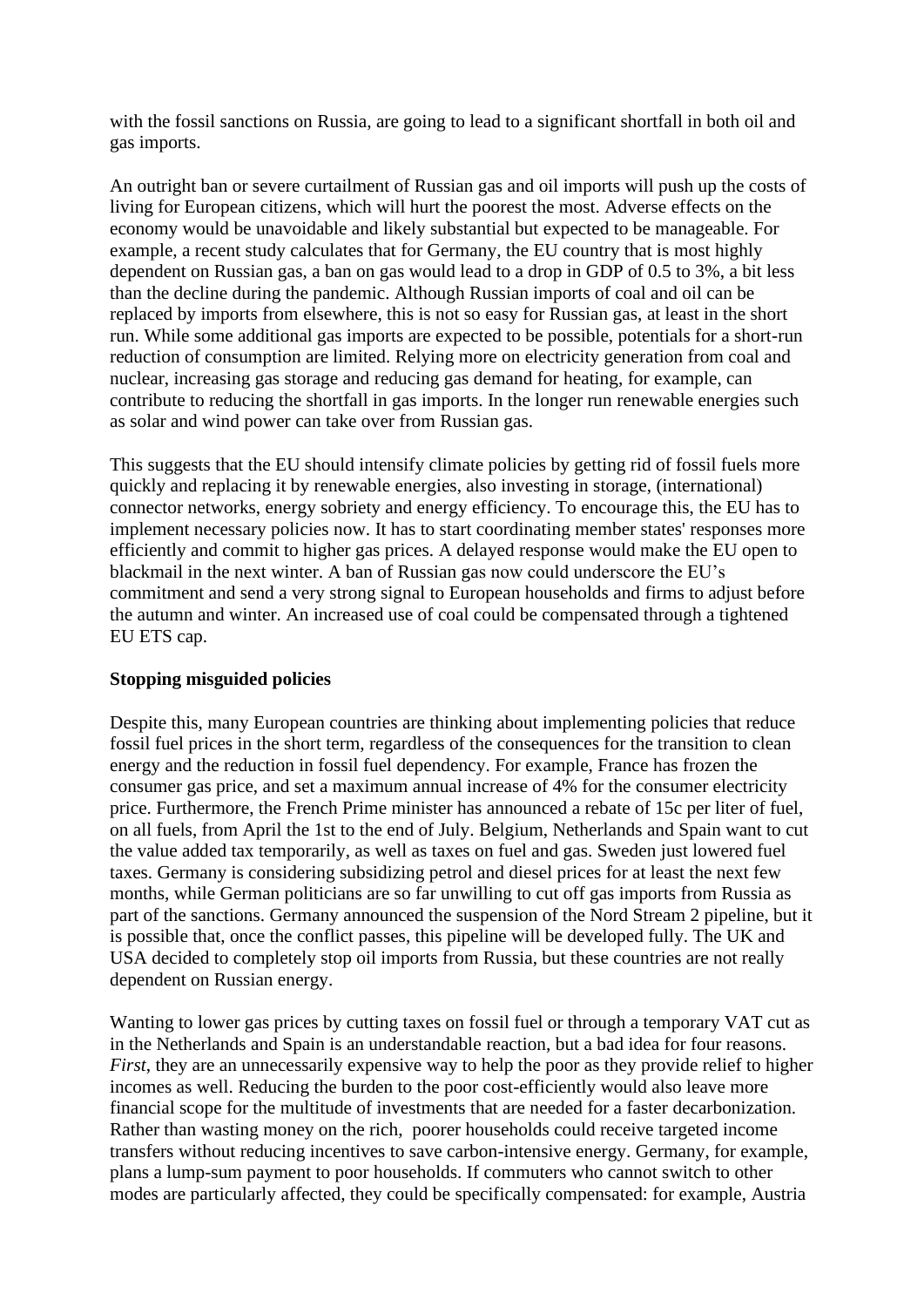with the fossil sanctions on Russia, are going to lead to a significant shortfall in both oil and gas imports.

An outright ban or severe curtailment of Russian gas and oil imports will push up the costs of living for European citizens, which will hurt the poorest the most. Adverse effects on the economy would be unavoidable and likely substantial but expected to be manageable. For example, a recent study calculates that for Germany, the EU country that is most highly dependent on Russian gas, a ban on gas would lead to a drop in GDP of 0.5 to 3%, a bit less than the decline during the pandemic. Although Russian imports of coal and oil can be replaced by imports from elsewhere, this is not so easy for Russian gas, at least in the short run. While some additional gas imports are expected to be possible, potentials for a short-run reduction of consumption are limited. Relying more on electricity generation from coal and nuclear, increasing gas storage and reducing gas demand for heating, for example, can contribute to reducing the shortfall in gas imports. In the longer run renewable energies such as solar and wind power can take over from Russian gas.

This suggests that the EU should intensify climate policies by getting rid of fossil fuels more quickly and replacing it by renewable energies, also investing in storage, (international) connector networks, energy sobriety and energy efficiency. To encourage this, the EU has to implement necessary policies now. It has to start coordinating member states' responses more efficiently and commit to higher gas prices. A delayed response would make the EU open to blackmail in the next winter. A ban of Russian gas now could underscore the EU's commitment and send a very strong signal to European households and firms to adjust before the autumn and winter. An increased use of coal could be compensated through a tightened EU ETS cap.

**Stopping misguided policies**

Despite this, many European countries are thinking about implementing policies that reduce fossil fuel prices in the short term, regardless of the consequences for the transition to clean energy and the reduction in fossil fuel dependency. For example, France has frozen the consumer gas price, and set a maximum annual increase of 4% for the consumer electricity price. Furthermore, the French Prime minister has announced a rebate of 15c per liter of fuel, on all fuels, from April the 1st to the end of July. Belgium, Netherlands and Spain want to cut the value added tax temporarily, as well as taxes on fuel and gas. Sweden just lowered fuel taxes. Germany is considering subsidizing petrol and diesel prices for at least the next few months, while German politicians are so far unwilling to cut off gas imports from Russia as part of the sanctions. Germany announced the suspension of the Nord Stream 2 pipeline, but it is possible that, once the conflict passes, this pipeline will be developed fully. The UK and USA decided to completely stop oil imports from Russia, but these countries are not really dependent on Russian energy.

Wanting to lower gas prices by cutting taxes on fossil fuel or through a temporary VAT cut as in the Netherlands and Spain is an understandable reaction, but a bad idea for four reasons. *First*, they are an unnecessarily expensive way to help the poor as they provide relief to higher incomes as well. Reducing the burden to the poor cost-efficiently would also leave more financial scope for the multitude of investments that are needed for a faster decarbonization. Rather than wasting money on the rich, poorer households could receive targeted income transfers without reducing incentives to save carbon-intensive energy. Germany, for example, plans a lump-sum payment to poor households. If commuters who cannot switch to other modes are particularly affected, they could be specifically compensated: for example, Austria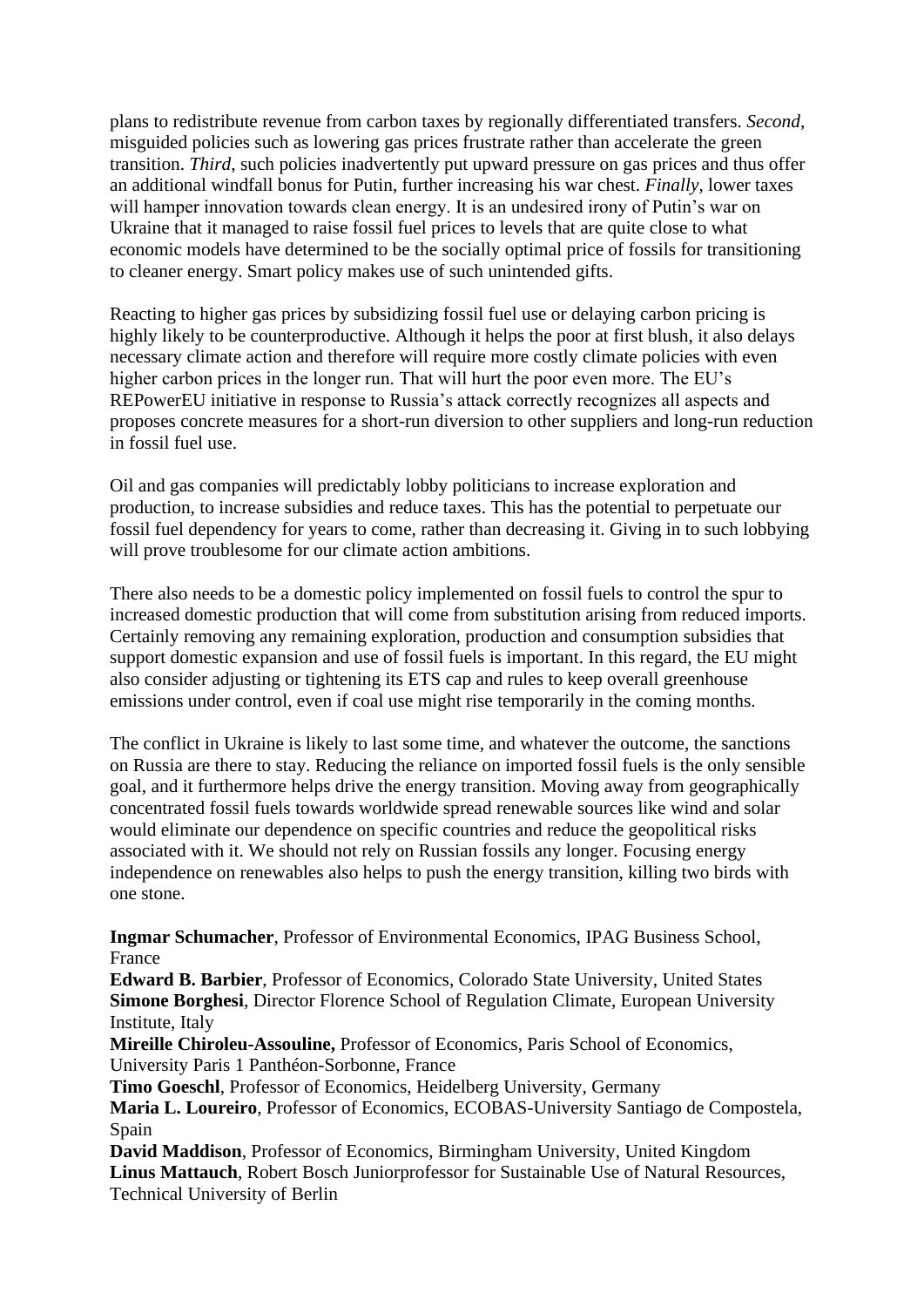plans to redistribute revenue from carbon taxes by regionally differentiated transfers. *Second*, misguided policies such as lowering gas prices frustrate rather than accelerate the green transition. *Third*, such policies inadvertently put upward pressure on gas prices and thus offer an additional windfall bonus for Putin, further increasing his war chest. *Finally*, lower taxes will hamper innovation towards clean energy. It is an undesired irony of Putin's war on Ukraine that it managed to raise fossil fuel prices to levels that are quite close to what economic models have determined to be the socially optimal price of fossils for transitioning to cleaner energy. Smart policy makes use of such unintended gifts.

Reacting to higher gas prices by subsidizing fossil fuel use or delaying carbon pricing is highly likely to be counterproductive. Although it helps the poor at first blush, it also delays necessary climate action and therefore will require more costly climate policies with even higher carbon prices in the longer run. That will hurt the poor even more. The EU's REPowerEU initiative in response to Russia's attack correctly recognizes all aspects and proposes concrete measures for a short-run diversion to other suppliers and long-run reduction in fossil fuel use.

Oil and gas companies will predictably lobby politicians to increase exploration and production, to increase subsidies and reduce taxes. This has the potential to perpetuate our fossil fuel dependency for years to come, rather than decreasing it. Giving in to such lobbying will prove troublesome for our climate action ambitions.

There also needs to be a domestic policy implemented on fossil fuels to control the spur to increased domestic production that will come from substitution arising from reduced imports. Certainly removing any remaining exploration, production and consumption subsidies that support domestic expansion and use of fossil fuels is important. In this regard, the EU might also consider adjusting or tightening its ETS cap and rules to keep overall greenhouse emissions under control, even if coal use might rise temporarily in the coming months.

The conflict in Ukraine is likely to last some time, and whatever the outcome, the sanctions on Russia are there to stay. Reducing the reliance on imported fossil fuels is the only sensible goal, and it furthermore helps drive the energy transition. Moving away from geographically concentrated fossil fuels towards worldwide spread renewable sources like wind and solar would eliminate our dependence on specific countries and reduce the geopolitical risks associated with it. We should not rely on Russian fossils any longer. Focusing energy independence on renewables also helps to push the energy transition, killing two birds with one stone.

**Ingmar Schumacher**, Professor of Environmental Economics, IPAG Business School, France
**Edward B. Barbier**, Professor of Economics, Colorado State University, United States
**Simone Borghesi**, Director Florence School of Regulation Climate, European University Institute, Italy
**Mireille Chiroleu-Assouline,** Professor of Economics, Paris School of Economics, University Paris 1 Panthéon-Sorbonne, France
**Timo Goeschl**, Professor of Economics, Heidelberg University, Germany
**Maria L. Loureiro**, Professor of Economics, ECOBAS-University Santiago de Compostela, Spain
**David Maddison**, Professor of Economics, Birmingham University, United Kingdom
**Linus Mattauch**, Robert Bosch Juniorprofessor for Sustainable Use of Natural Resources, Technical University of Berlin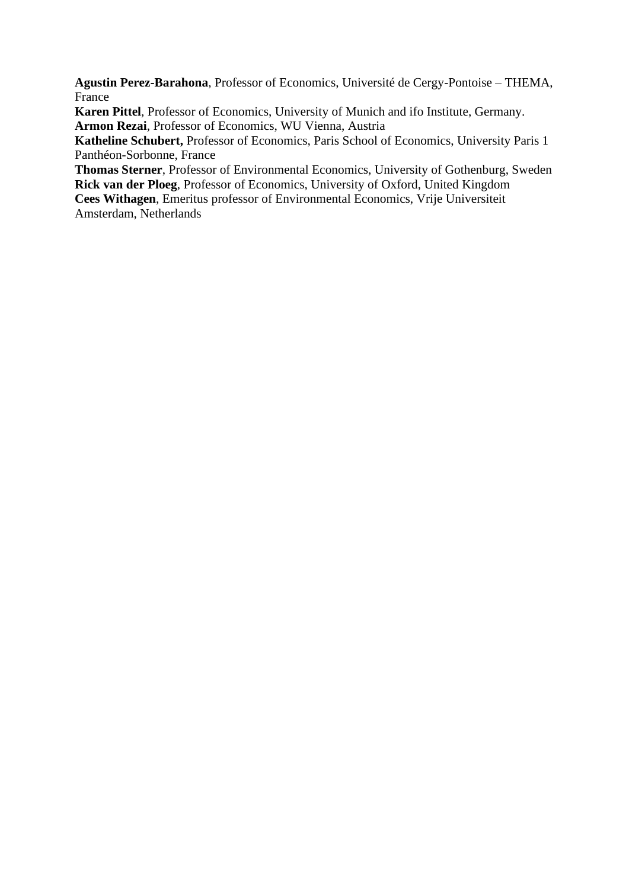**Agustin Perez-Barahona**, Professor of Economics, Université de Cergy-Pontoise – THEMA, France
**Karen Pittel**, Professor of Economics, University of Munich and ifo Institute, Germany.
**Armon Rezai**, Professor of Economics, WU Vienna, Austria
**Katheline Schubert,** Professor of Economics, Paris School of Economics, University Paris 1 Panthéon-Sorbonne, France
**Thomas Sterner**, Professor of Environmental Economics, University of Gothenburg, Sweden
**Rick van der Ploeg**, Professor of Economics, University of Oxford, United Kingdom
**Cees Withagen**, Emeritus professor of Environmental Economics, Vrije Universiteit Amsterdam, Netherlands